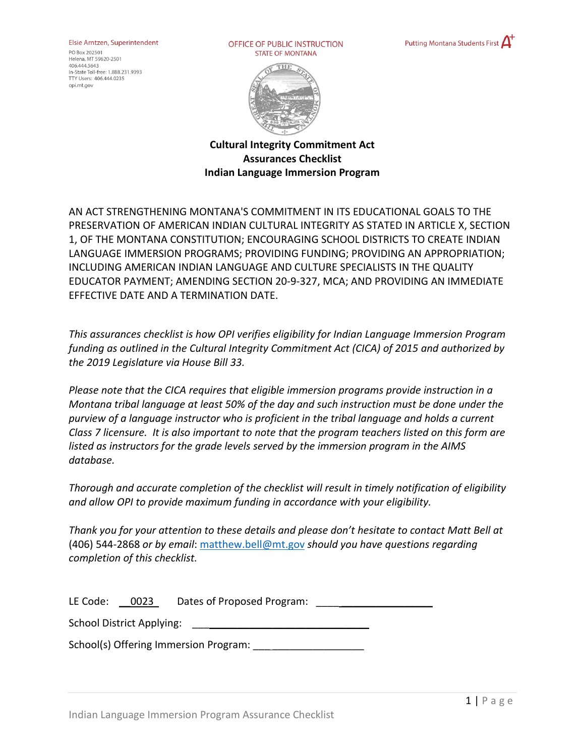Elsie Arntzen, Superintendent
PO Box 202501
Helena, MT 59620-2501
406.444.5643
In-State Toll-free: 1.888.231.9393
TTY Users: 406.444.0235
opi.mt.gov

OFFICE OF PUBLIC INSTRUCTION
STATE OF MONTANA

Putting Montana Students First A+

# Cultural Integrity Commitment Act
# Assurances Checklist
# Indian Language Immersion Program

AN ACT STRENGTHENING MONTANA'S COMMITMENT IN ITS EDUCATIONAL GOALS TO THE PRESERVATION OF AMERICAN INDIAN CULTURAL INTEGRITY AS STATED IN ARTICLE X, SECTION 1, OF THE MONTANA CONSTITUTION; ENCOURAGING SCHOOL DISTRICTS TO CREATE INDIAN LANGUAGE IMMERSION PROGRAMS; PROVIDING FUNDING; PROVIDING AN APPROPRIATION; INCLUDING AMERICAN INDIAN LANGUAGE AND CULTURE SPECIALISTS IN THE QUALITY EDUCATOR PAYMENT; AMENDING SECTION 20-9-327, MCA; AND PROVIDING AN IMMEDIATE EFFECTIVE DATE AND A TERMINATION DATE.

*This assurances checklist is how OPI verifies eligibility for Indian Language Immersion Program funding as outlined in the Cultural Integrity Commitment Act (CICA) of 2015 and authorized by the 2019 Legislature via House Bill 33.*

*Please note that the CICA requires that eligible immersion programs provide instruction in a Montana tribal language at least 50% of the day and such instruction must be done under the purview of a language instructor who is proficient in the tribal language and holds a current Class 7 licensure. It is also important to note that the program teachers listed on this form are listed as instructors for the grade levels served by the immersion program in the AIMS database.*

*Thorough and accurate completion of the checklist will result in timely notification of eligibility and allow OPI to provide maximum funding in accordance with your eligibility.*

*Thank you for your attention to these details and please don't hesitate to contact Matt Bell at* (406) 544-2868 *or by email*: matthew.bell@mt.gov *should you have questions regarding completion of this checklist.*

LE Code: 0023 Dates of Proposed Program: ____________________

School District Applying: ________________________________

School(s) Offering Immersion Program: ____________________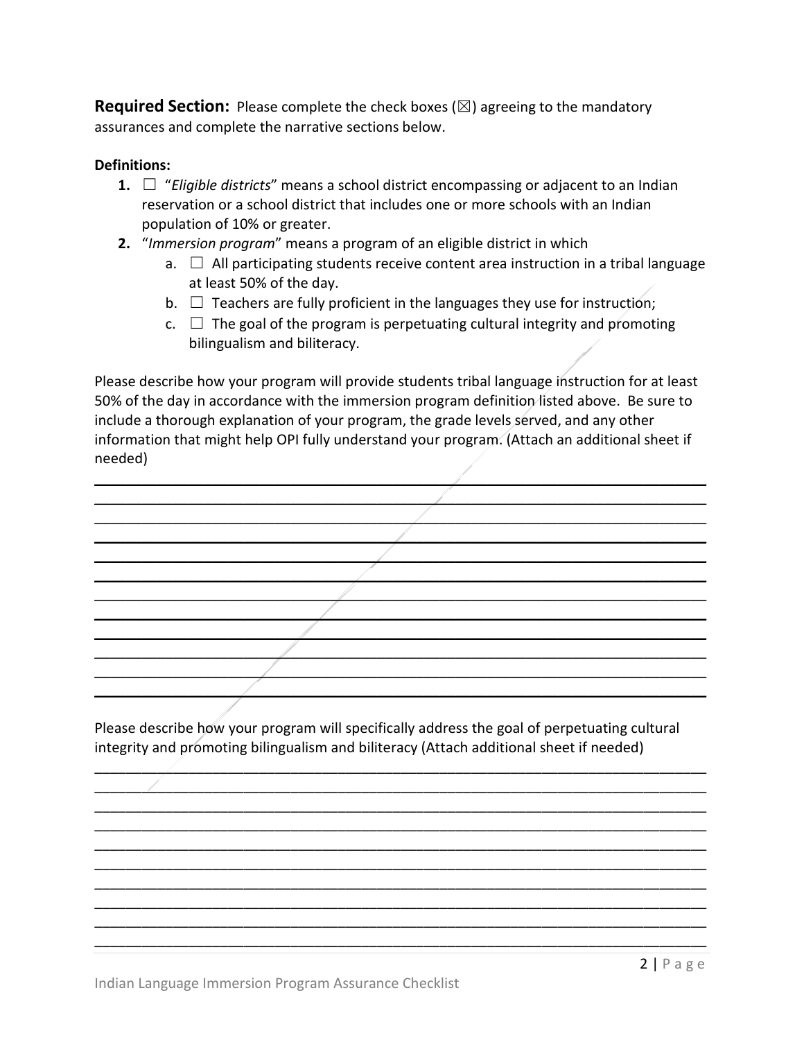**Required Section:** Please complete the check boxes (☒) agreeing to the mandatory assurances and complete the narrative sections below.

**Definitions:**

1. ☐ "*Eligible districts*" means a school district encompassing or adjacent to an Indian reservation or a school district that includes one or more schools with an Indian population of 10% or greater.
2. "*Immersion program*" means a program of an eligible district in which
   a. ☐ All participating students receive content area instruction in a tribal language at least 50% of the day.
   b. ☐ Teachers are fully proficient in the languages they use for instruction;
   c. ☐ The goal of the program is perpetuating cultural integrity and promoting bilingualism and biliteracy.

Please describe how your program will provide students tribal language instruction for at least 50% of the day in accordance with the immersion program definition listed above. Be sure to include a thorough explanation of your program, the grade levels served, and any other information that might help OPI fully understand your program. (Attach an additional sheet if needed)

\_\_\_\_\_\_\_\_\_\_\_\_\_\_\_\_\_\_\_\_\_\_\_\_\_\_\_\_\_\_\_\_\_\_\_\_\_\_\_\_\_\_\_\_\_\_\_\_\_\_\_\_\_\_\_\_\_\_\_\_\_\_\_\_\_\_\_\_\_\_\_\_\_\_\_\_

\_\_\_\_\_\_\_\_\_\_\_\_\_\_\_\_\_\_\_\_\_\_\_\_\_\_\_\_\_\_\_\_\_\_\_\_\_\_\_\_\_\_\_\_\_\_\_\_\_\_\_\_\_\_\_\_\_\_\_\_\_\_\_\_\_\_\_\_\_\_\_\_\_\_\_\_

\_\_\_\_\_\_\_\_\_\_\_\_\_\_\_\_\_\_\_\_\_\_\_\_\_\_\_\_\_\_\_\_\_\_\_\_\_\_\_\_\_\_\_\_\_\_\_\_\_\_\_\_\_\_\_\_\_\_\_\_\_\_\_\_\_\_\_\_\_\_\_\_\_\_\_\_

\_\_\_\_\_\_\_\_\_\_\_\_\_\_\_\_\_\_\_\_\_\_\_\_\_\_\_\_\_\_\_\_\_\_\_\_\_\_\_\_\_\_\_\_\_\_\_\_\_\_\_\_\_\_\_\_\_\_\_\_\_\_\_\_\_\_\_\_\_\_\_\_\_\_\_\_

\_\_\_\_\_\_\_\_\_\_\_\_\_\_\_\_\_\_\_\_\_\_\_\_\_\_\_\_\_\_\_\_\_\_\_\_\_\_\_\_\_\_\_\_\_\_\_\_\_\_\_\_\_\_\_\_\_\_\_\_\_\_\_\_\_\_\_\_\_\_\_\_\_\_\_\_

\_\_\_\_\_\_\_\_\_\_\_\_\_\_\_\_\_\_\_\_\_\_\_\_\_\_\_\_\_\_\_\_\_\_\_\_\_\_\_\_\_\_\_\_\_\_\_\_\_\_\_\_\_\_\_\_\_\_\_\_\_\_\_\_\_\_\_\_\_\_\_\_\_\_\_\_

\_\_\_\_\_\_\_\_\_\_\_\_\_\_\_\_\_\_\_\_\_\_\_\_\_\_\_\_\_\_\_\_\_\_\_\_\_\_\_\_\_\_\_\_\_\_\_\_\_\_\_\_\_\_\_\_\_\_\_\_\_\_\_\_\_\_\_\_\_\_\_\_\_\_\_\_

\_\_\_\_\_\_\_\_\_\_\_\_\_\_\_\_\_\_\_\_\_\_\_\_\_\_\_\_\_\_\_\_\_\_\_\_\_\_\_\_\_\_\_\_\_\_\_\_\_\_\_\_\_\_\_\_\_\_\_\_\_\_\_\_\_\_\_\_\_\_\_\_\_\_\_\_

\_\_\_\_\_\_\_\_\_\_\_\_\_\_\_\_\_\_\_\_\_\_\_\_\_\_\_\_\_\_\_\_\_\_\_\_\_\_\_\_\_\_\_\_\_\_\_\_\_\_\_\_\_\_\_\_\_\_\_\_\_\_\_\_\_\_\_\_\_\_\_\_\_\_\_\_

\_\_\_\_\_\_\_\_\_\_\_\_\_\_\_\_\_\_\_\_\_\_\_\_\_\_\_\_\_\_\_\_\_\_\_\_\_\_\_\_\_\_\_\_\_\_\_\_\_\_\_\_\_\_\_\_\_\_\_\_\_\_\_\_\_\_\_\_\_\_\_\_\_\_\_\_

\_\_\_\_\_\_\_\_\_\_\_\_\_\_\_\_\_\_\_\_\_\_\_\_\_\_\_\_\_\_\_\_\_\_\_\_\_\_\_\_\_\_\_\_\_\_\_\_\_\_\_\_\_\_\_\_\_\_\_\_\_\_\_\_\_\_\_\_\_\_\_\_\_\_\_\_

\_\_\_\_\_\_\_\_\_\_\_\_\_\_\_\_\_\_\_\_\_\_\_\_\_\_\_\_\_\_\_\_\_\_\_\_\_\_\_\_\_\_\_\_\_\_\_\_\_\_\_\_\_\_\_\_\_\_\_\_\_\_\_\_\_\_\_\_\_\_\_\_\_\_\_\_

Please describe how your program will specifically address the goal of perpetuating cultural integrity and promoting bilingualism and biliteracy (Attach additional sheet if needed)

\_\_\_\_\_\_\_\_\_\_\_\_\_\_\_\_\_\_\_\_\_\_\_\_\_\_\_\_\_\_\_\_\_\_\_\_\_\_\_\_\_\_\_\_\_\_\_\_\_\_\_\_\_\_\_\_\_\_\_\_\_\_\_\_\_\_\_\_\_\_\_\_\_\_\_\_

\_\_\_\_\_\_\_\_\_\_\_\_\_\_\_\_\_\_\_\_\_\_\_\_\_\_\_\_\_\_\_\_\_\_\_\_\_\_\_\_\_\_\_\_\_\_\_\_\_\_\_\_\_\_\_\_\_\_\_\_\_\_\_\_\_\_\_\_\_\_\_\_\_\_\_\_

\_\_\_\_\_\_\_\_\_\_\_\_\_\_\_\_\_\_\_\_\_\_\_\_\_\_\_\_\_\_\_\_\_\_\_\_\_\_\_\_\_\_\_\_\_\_\_\_\_\_\_\_\_\_\_\_\_\_\_\_\_\_\_\_\_\_\_\_\_\_\_\_\_\_\_\_

\_\_\_\_\_\_\_\_\_\_\_\_\_\_\_\_\_\_\_\_\_\_\_\_\_\_\_\_\_\_\_\_\_\_\_\_\_\_\_\_\_\_\_\_\_\_\_\_\_\_\_\_\_\_\_\_\_\_\_\_\_\_\_\_\_\_\_\_\_\_\_\_\_\_\_\_

\_\_\_\_\_\_\_\_\_\_\_\_\_\_\_\_\_\_\_\_\_\_\_\_\_\_\_\_\_\_\_\_\_\_\_\_\_\_\_\_\_\_\_\_\_\_\_\_\_\_\_\_\_\_\_\_\_\_\_\_\_\_\_\_\_\_\_\_\_\_\_\_\_\_\_\_

\_\_\_\_\_\_\_\_\_\_\_\_\_\_\_\_\_\_\_\_\_\_\_\_\_\_\_\_\_\_\_\_\_\_\_\_\_\_\_\_\_\_\_\_\_\_\_\_\_\_\_\_\_\_\_\_\_\_\_\_\_\_\_\_\_\_\_\_\_\_\_\_\_\_\_\_

\_\_\_\_\_\_\_\_\_\_\_\_\_\_\_\_\_\_\_\_\_\_\_\_\_\_\_\_\_\_\_\_\_\_\_\_\_\_\_\_\_\_\_\_\_\_\_\_\_\_\_\_\_\_\_\_\_\_\_\_\_\_\_\_\_\_\_\_\_\_\_\_\_\_\_\_

\_\_\_\_\_\_\_\_\_\_\_\_\_\_\_\_\_\_\_\_\_\_\_\_\_\_\_\_\_\_\_\_\_\_\_\_\_\_\_\_\_\_\_\_\_\_\_\_\_\_\_\_\_\_\_\_\_\_\_\_\_\_\_\_\_\_\_\_\_\_\_\_\_\_\_\_

\_\_\_\_\_\_\_\_\_\_\_\_\_\_\_\_\_\_\_\_\_\_\_\_\_\_\_\_\_\_\_\_\_\_\_\_\_\_\_\_\_\_\_\_\_\_\_\_\_\_\_\_\_\_\_\_\_\_\_\_\_\_\_\_\_\_\_\_\_\_\_\_\_\_\_\_

\_\_\_\_\_\_\_\_\_\_\_\_\_\_\_\_\_\_\_\_\_\_\_\_\_\_\_\_\_\_\_\_\_\_\_\_\_\_\_\_\_\_\_\_\_\_\_\_\_\_\_\_\_\_\_\_\_\_\_\_\_\_\_\_\_\_\_\_\_\_\_\_\_\_\_\_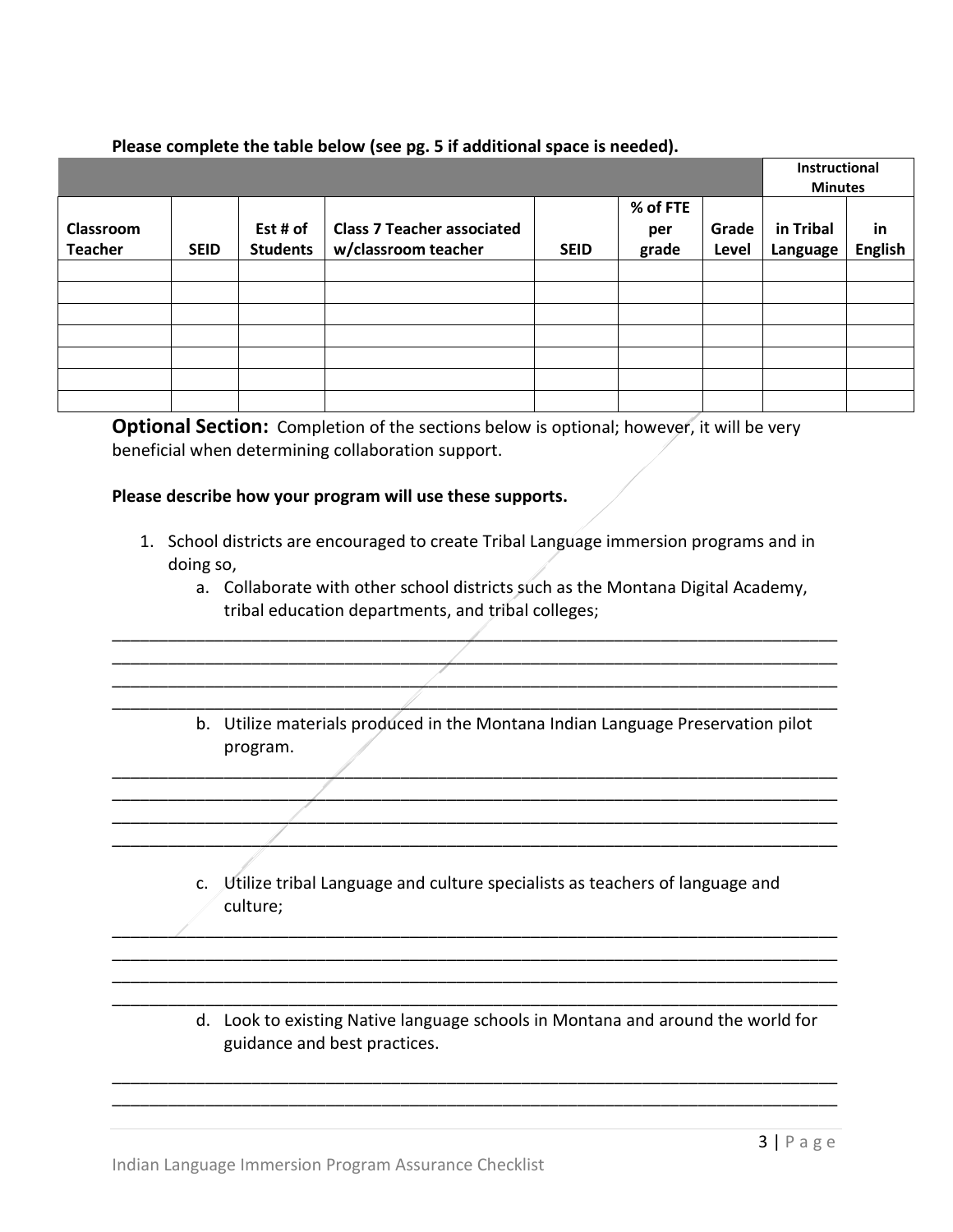**Please complete the table below (see pg. 5 if additional space is needed).**

| | | | | | | | Instructional Minutes | |
|---|---|---|---|---|---|---|---|---|
| **Classroom Teacher** | **SEID** | **Est # of Students** | **Class 7 Teacher associated w/classroom teacher** | **SEID** | **% of FTE per grade** | **Grade Level** | **in Tribal Language** | **in English** |
| | | | | | | | | |
| | | | | | | | | |
| | | | | | | | | |
| | | | | | | | | |
| | | | | | | | | |
| | | | | | | | | |
| | | | | | | | | |

**Optional Section:** Completion of the sections below is optional; however, it will be very beneficial when determining collaboration support.

**Please describe how your program will use these supports.**

1. School districts are encouraged to create Tribal Language immersion programs and in doing so,
   a. Collaborate with other school districts such as the Montana Digital Academy, tribal education departments, and tribal colleges;

______________________________________________________________________________
______________________________________________________________________________
______________________________________________________________________________
______________________________________________________________________________

   b. Utilize materials produced in the Montana Indian Language Preservation pilot program.

______________________________________________________________________________
______________________________________________________________________________
______________________________________________________________________________
______________________________________________________________________________

   c. Utilize tribal Language and culture specialists as teachers of language and culture;

______________________________________________________________________________
______________________________________________________________________________
______________________________________________________________________________
______________________________________________________________________________

   d. Look to existing Native language schools in Montana and around the world for guidance and best practices.

______________________________________________________________________________
______________________________________________________________________________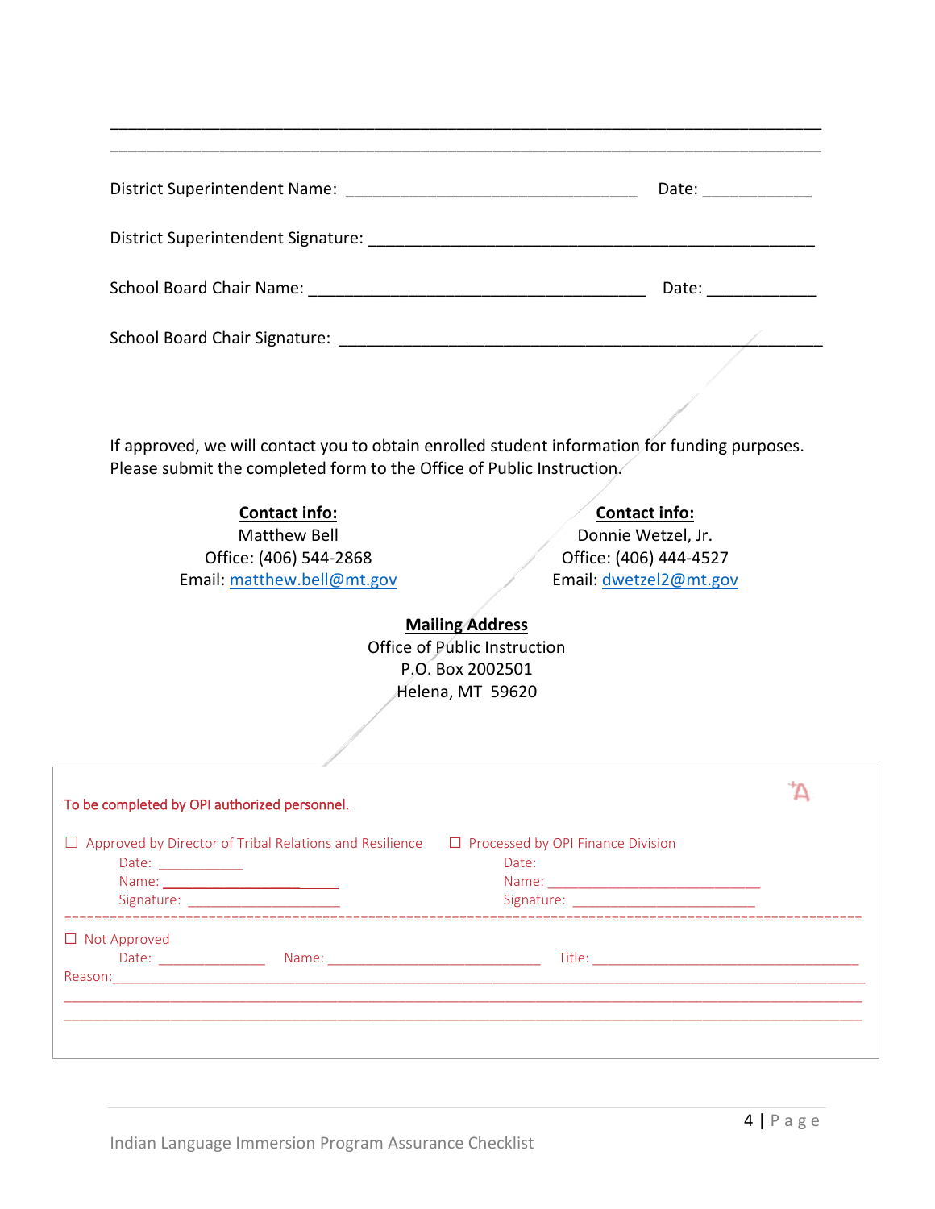\_\_\_\_\_\_\_\_\_\_\_\_\_\_\_\_\_\_\_\_\_\_\_\_\_\_\_\_\_\_\_\_\_\_\_\_\_\_\_\_\_\_\_\_\_\_\_\_\_\_\_\_\_\_\_\_\_\_\_\_\_\_\_\_\_\_\_\_\_\_

\_\_\_\_\_\_\_\_\_\_\_\_\_\_\_\_\_\_\_\_\_\_\_\_\_\_\_\_\_\_\_\_\_\_\_\_\_\_\_\_\_\_\_\_\_\_\_\_\_\_\_\_\_\_\_\_\_\_\_\_\_\_\_\_\_\_\_\_\_\_

District Superintendent Name: \_\_\_\_\_\_\_\_\_\_\_\_\_\_\_\_\_\_\_\_\_\_\_\_\_\_\_\_\_\_\_\_ Date: \_\_\_\_\_\_\_\_\_\_\_\_

District Superintendent Signature: \_\_\_\_\_\_\_\_\_\_\_\_\_\_\_\_\_\_\_\_\_\_\_\_\_\_\_\_\_\_\_\_\_\_\_\_\_\_\_\_\_\_\_\_\_\_\_\_\_\_

School Board Chair Name: \_\_\_\_\_\_\_\_\_\_\_\_\_\_\_\_\_\_\_\_\_\_\_\_\_\_\_\_\_\_\_\_\_\_\_\_\_\_\_\_ Date: \_\_\_\_\_\_\_\_\_\_\_\_

School Board Chair Signature: \_\_\_\_\_\_\_\_\_\_\_\_\_\_\_\_\_\_\_\_\_\_\_\_\_\_\_\_\_\_\_\_\_\_\_\_\_\_\_\_\_\_\_\_\_\_\_\_\_\_\_\_\_\_

If approved, we will contact you to obtain enrolled student information for funding purposes. Please submit the completed form to the Office of Public Instruction.

**Contact info:**
Matthew Bell
Office: (406) 544-2868
Email: matthew.bell@mt.gov

**Contact info:**
Donnie Wetzel, Jr.
Office: (406) 444-4527
Email: dwetzel2@mt.gov

**Mailing Address**
Office of Public Instruction
P.O. Box 2002501
Helena, MT 59620

---

To be completed by OPI authorized personnel.

☐ Approved by Director of Tribal Relations and Resilience
Date: \_\_\_\_\_\_\_\_\_\_\_\_
Name: \_\_\_\_\_\_\_\_\_\_\_\_\_\_\_\_\_\_\_\_\_\_\_\_\_\_
Signature: \_\_\_\_\_\_\_\_\_\_\_\_\_\_\_\_\_\_\_\_\_\_\_\_

☐ Processed by OPI Finance Division
Date:
Name: \_\_\_\_\_\_\_\_\_\_\_\_\_\_\_\_\_\_\_\_\_\_\_\_\_\_\_\_\_\_
Signature: \_\_\_\_\_\_\_\_\_\_\_\_\_\_\_\_\_\_\_\_\_\_\_\_\_\_\_

===================================================================================================

☐ Not Approved
Date: \_\_\_\_\_\_\_\_\_\_\_\_\_\_\_ Name: \_\_\_\_\_\_\_\_\_\_\_\_\_\_\_\_\_\_\_\_\_\_\_\_\_\_\_\_\_\_ Title: \_\_\_\_\_\_\_\_\_\_\_\_\_\_\_\_\_\_\_\_\_\_\_\_\_\_\_\_\_\_\_\_\_\_\_\_\_\_

Reason:\_\_\_\_\_\_\_\_\_\_\_\_\_\_\_\_\_\_\_\_\_\_\_\_\_\_\_\_\_\_\_\_\_\_\_\_\_\_\_\_\_\_\_\_\_\_\_\_\_\_\_\_\_\_\_\_\_\_\_\_\_\_\_\_\_\_\_\_\_\_\_\_\_\_\_\_\_\_\_\_\_\_\_\_\_\_\_\_\_\_\_

\_\_\_\_\_\_\_\_\_\_\_\_\_\_\_\_\_\_\_\_\_\_\_\_\_\_\_\_\_\_\_\_\_\_\_\_\_\_\_\_\_\_\_\_\_\_\_\_\_\_\_\_\_\_\_\_\_\_\_\_\_\_\_\_\_\_\_\_\_\_\_\_\_\_\_\_\_\_\_\_\_\_\_\_\_\_\_\_\_\_\_\_\_\_\_\_\_\_\_\_

\_\_\_\_\_\_\_\_\_\_\_\_\_\_\_\_\_\_\_\_\_\_\_\_\_\_\_\_\_\_\_\_\_\_\_\_\_\_\_\_\_\_\_\_\_\_\_\_\_\_\_\_\_\_\_\_\_\_\_\_\_\_\_\_\_\_\_\_\_\_\_\_\_\_\_\_\_\_\_\_\_\_\_\_\_\_\_\_\_\_\_\_\_\_\_\_\_\_\_\_